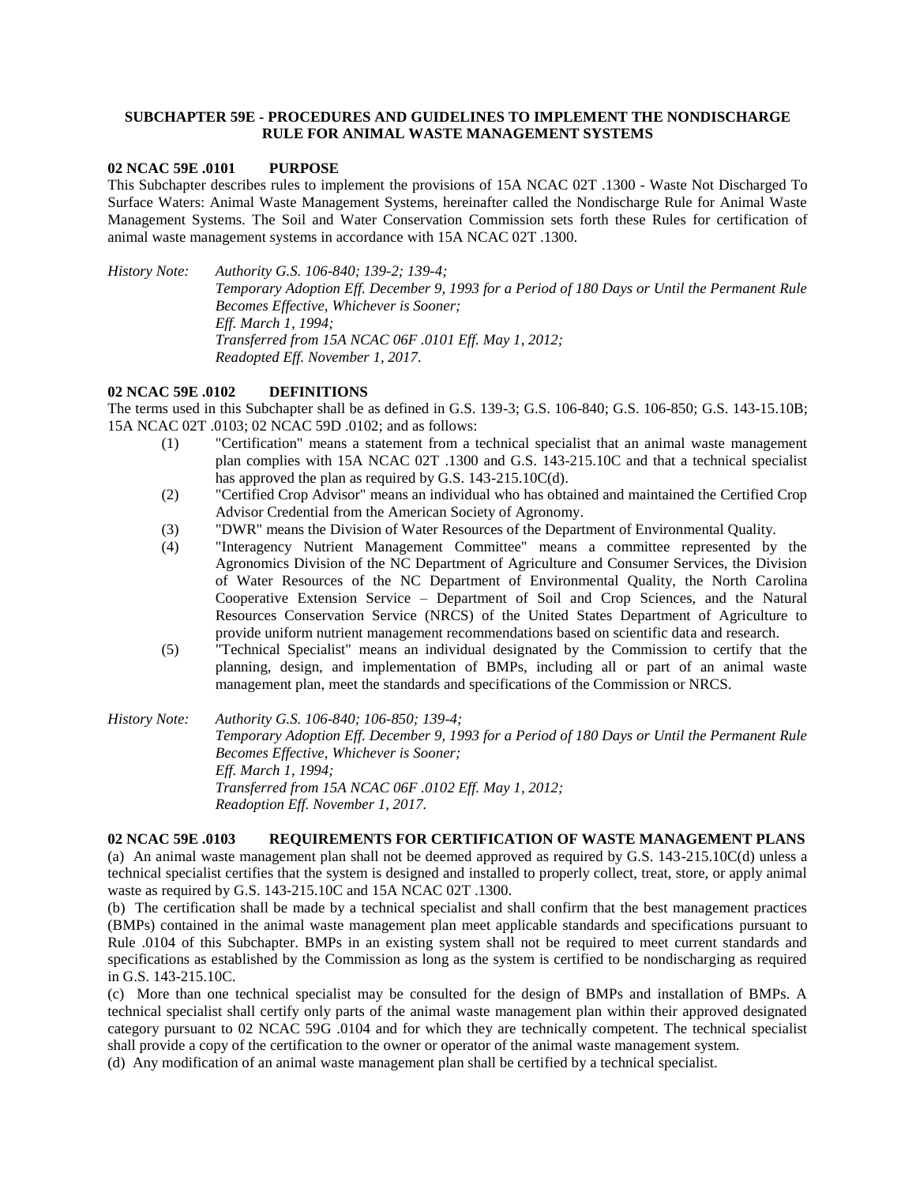## SUBCHAPTER 59E - PROCEDURES AND GUIDELINES TO IMPLEMENT THE NONDISCHARGE RULE FOR ANIMAL WASTE MANAGEMENT SYSTEMS

### 02 NCAC 59E .0101 PURPOSE

This Subchapter describes rules to implement the provisions of 15A NCAC 02T .1300 - Waste Not Discharged To Surface Waters: Animal Waste Management Systems, hereinafter called the Nondischarge Rule for Animal Waste Management Systems. The Soil and Water Conservation Commission sets forth these Rules for certification of animal waste management systems in accordance with 15A NCAC 02T .1300.

*History Note: Authority G.S. 106-840; 139-2; 139-4;*
*Temporary Adoption Eff. December 9, 1993 for a Period of 180 Days or Until the Permanent Rule Becomes Effective, Whichever is Sooner;*
*Eff. March 1, 1994;*
*Transferred from 15A NCAC 06F .0101 Eff. May 1, 2012;*
*Readopted Eff. November 1, 2017.*

### 02 NCAC 59E .0102 DEFINITIONS

The terms used in this Subchapter shall be as defined in G.S. 139-3; G.S. 106-840; G.S. 106-850; G.S. 143-15.10B; 15A NCAC 02T .0103; 02 NCAC 59D .0102; and as follows:

(1) "Certification" means a statement from a technical specialist that an animal waste management plan complies with 15A NCAC 02T .1300 and G.S. 143-215.10C and that a technical specialist has approved the plan as required by G.S. 143-215.10C(d).

(2) "Certified Crop Advisor" means an individual who has obtained and maintained the Certified Crop Advisor Credential from the American Society of Agronomy.

(3) "DWR" means the Division of Water Resources of the Department of Environmental Quality.

(4) "Interagency Nutrient Management Committee" means a committee represented by the Agronomics Division of the NC Department of Agriculture and Consumer Services, the Division of Water Resources of the NC Department of Environmental Quality, the North Carolina Cooperative Extension Service – Department of Soil and Crop Sciences, and the Natural Resources Conservation Service (NRCS) of the United States Department of Agriculture to provide uniform nutrient management recommendations based on scientific data and research.

(5) "Technical Specialist" means an individual designated by the Commission to certify that the planning, design, and implementation of BMPs, including all or part of an animal waste management plan, meet the standards and specifications of the Commission or NRCS.

*History Note: Authority G.S. 106-840; 106-850; 139-4;*
*Temporary Adoption Eff. December 9, 1993 for a Period of 180 Days or Until the Permanent Rule Becomes Effective, Whichever is Sooner;*
*Eff. March 1, 1994;*
*Transferred from 15A NCAC 06F .0102 Eff. May 1, 2012;*
*Readoption Eff. November 1, 2017.*

### 02 NCAC 59E .0103 REQUIREMENTS FOR CERTIFICATION OF WASTE MANAGEMENT PLANS

(a) An animal waste management plan shall not be deemed approved as required by G.S. 143-215.10C(d) unless a technical specialist certifies that the system is designed and installed to properly collect, treat, store, or apply animal waste as required by G.S. 143-215.10C and 15A NCAC 02T .1300.

(b) The certification shall be made by a technical specialist and shall confirm that the best management practices (BMPs) contained in the animal waste management plan meet applicable standards and specifications pursuant to Rule .0104 of this Subchapter. BMPs in an existing system shall not be required to meet current standards and specifications as established by the Commission as long as the system is certified to be nondischarging as required in G.S. 143-215.10C.

(c) More than one technical specialist may be consulted for the design of BMPs and installation of BMPs. A technical specialist shall certify only parts of the animal waste management plan within their approved designated category pursuant to 02 NCAC 59G .0104 and for which they are technically competent. The technical specialist shall provide a copy of the certification to the owner or operator of the animal waste management system.

(d) Any modification of an animal waste management plan shall be certified by a technical specialist.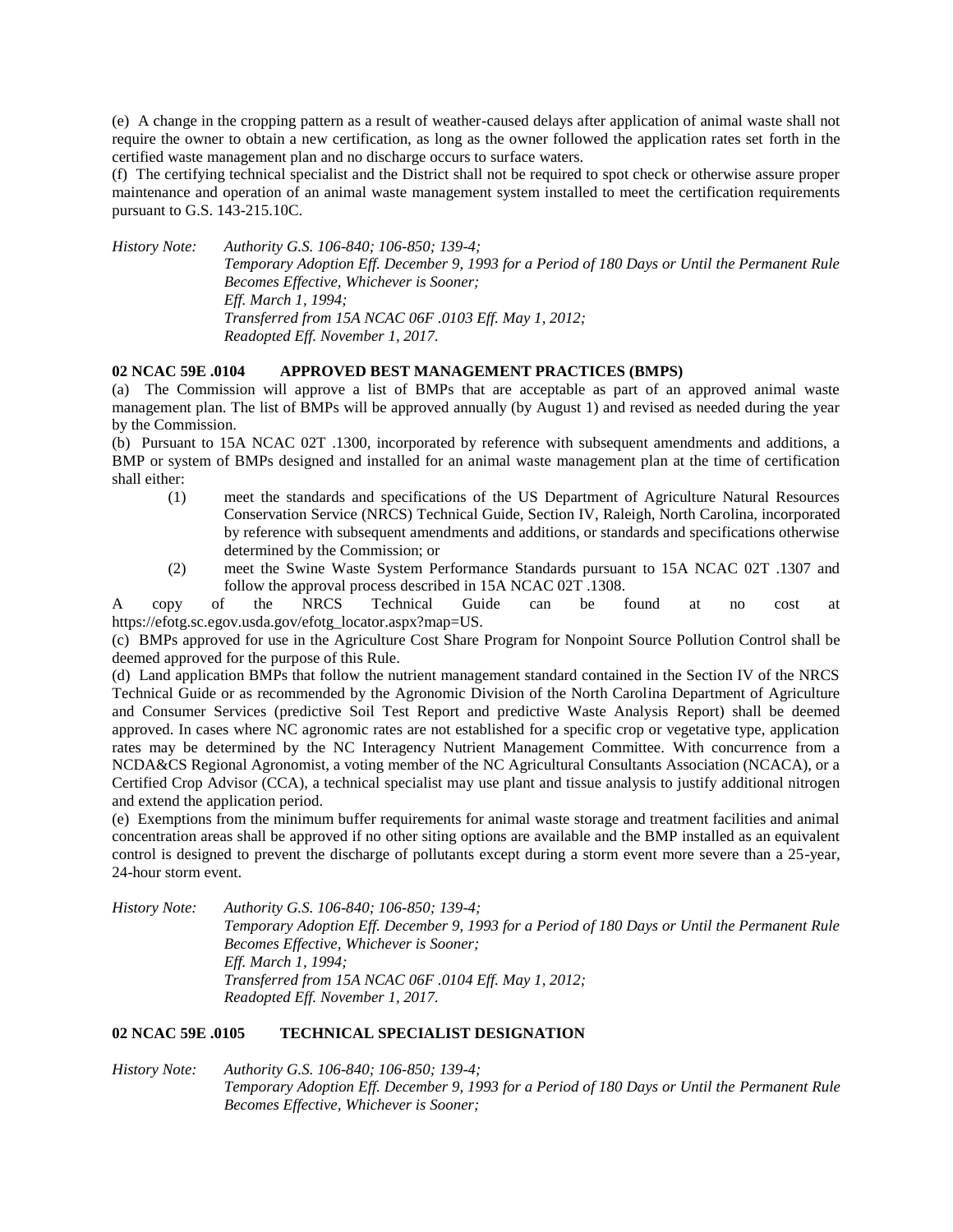(e) A change in the cropping pattern as a result of weather-caused delays after application of animal waste shall not require the owner to obtain a new certification, as long as the owner followed the application rates set forth in the certified waste management plan and no discharge occurs to surface waters.

(f) The certifying technical specialist and the District shall not be required to spot check or otherwise assure proper maintenance and operation of an animal waste management system installed to meet the certification requirements pursuant to G.S. 143-215.10C.

*History Note: Authority G.S. 106-840; 106-850; 139-4;*
*Temporary Adoption Eff. December 9, 1993 for a Period of 180 Days or Until the Permanent Rule Becomes Effective, Whichever is Sooner;*
*Eff. March 1, 1994;*
*Transferred from 15A NCAC 06F .0103 Eff. May 1, 2012;*
*Readopted Eff. November 1, 2017.*

**02 NCAC 59E .0104 APPROVED BEST MANAGEMENT PRACTICES (BMPS)**

(a) The Commission will approve a list of BMPs that are acceptable as part of an approved animal waste management plan. The list of BMPs will be approved annually (by August 1) and revised as needed during the year by the Commission.

(b) Pursuant to 15A NCAC 02T .1300, incorporated by reference with subsequent amendments and additions, a BMP or system of BMPs designed and installed for an animal waste management plan at the time of certification shall either:

- (1) meet the standards and specifications of the US Department of Agriculture Natural Resources Conservation Service (NRCS) Technical Guide, Section IV, Raleigh, North Carolina, incorporated by reference with subsequent amendments and additions, or standards and specifications otherwise determined by the Commission; or
- (2) meet the Swine Waste System Performance Standards pursuant to 15A NCAC 02T .1307 and follow the approval process described in 15A NCAC 02T .1308.

A copy of the NRCS Technical Guide can be found at no cost at https://efotg.sc.egov.usda.gov/efotg_locator.aspx?map=US.

(c) BMPs approved for use in the Agriculture Cost Share Program for Nonpoint Source Pollution Control shall be deemed approved for the purpose of this Rule.

(d) Land application BMPs that follow the nutrient management standard contained in the Section IV of the NRCS Technical Guide or as recommended by the Agronomic Division of the North Carolina Department of Agriculture and Consumer Services (predictive Soil Test Report and predictive Waste Analysis Report) shall be deemed approved. In cases where NC agronomic rates are not established for a specific crop or vegetative type, application rates may be determined by the NC Interagency Nutrient Management Committee. With concurrence from a NCDA&CS Regional Agronomist, a voting member of the NC Agricultural Consultants Association (NCACA), or a Certified Crop Advisor (CCA), a technical specialist may use plant and tissue analysis to justify additional nitrogen and extend the application period.

(e) Exemptions from the minimum buffer requirements for animal waste storage and treatment facilities and animal concentration areas shall be approved if no other siting options are available and the BMP installed as an equivalent control is designed to prevent the discharge of pollutants except during a storm event more severe than a 25-year, 24-hour storm event.

*History Note: Authority G.S. 106-840; 106-850; 139-4;*
*Temporary Adoption Eff. December 9, 1993 for a Period of 180 Days or Until the Permanent Rule Becomes Effective, Whichever is Sooner;*
*Eff. March 1, 1994;*
*Transferred from 15A NCAC 06F .0104 Eff. May 1, 2012;*
*Readopted Eff. November 1, 2017.*

**02 NCAC 59E .0105 TECHNICAL SPECIALIST DESIGNATION**

*History Note: Authority G.S. 106-840; 106-850; 139-4;*
*Temporary Adoption Eff. December 9, 1993 for a Period of 180 Days or Until the Permanent Rule Becomes Effective, Whichever is Sooner;*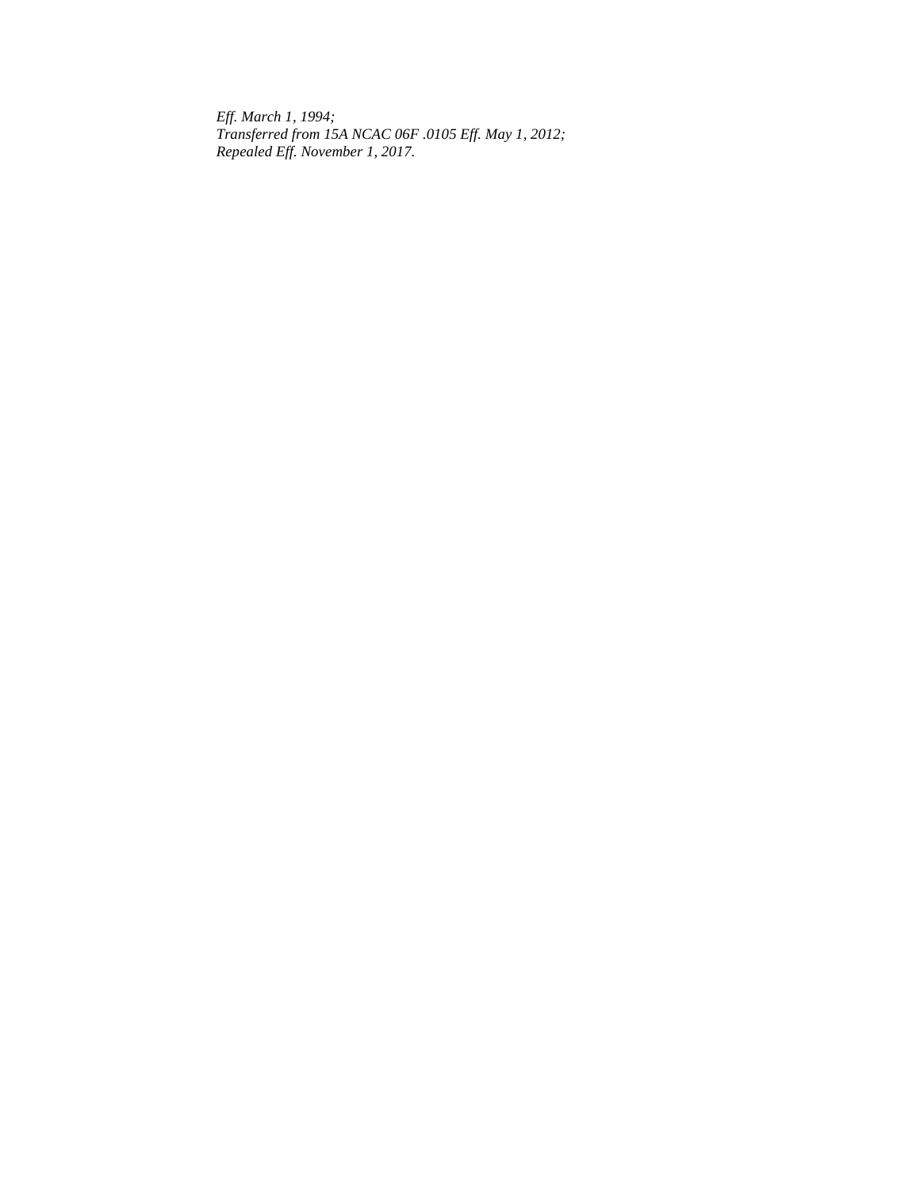*Eff. March 1, 1994;*
*Transferred from 15A NCAC 06F .0105 Eff. May 1, 2012;*
*Repealed Eff. November 1, 2017.*